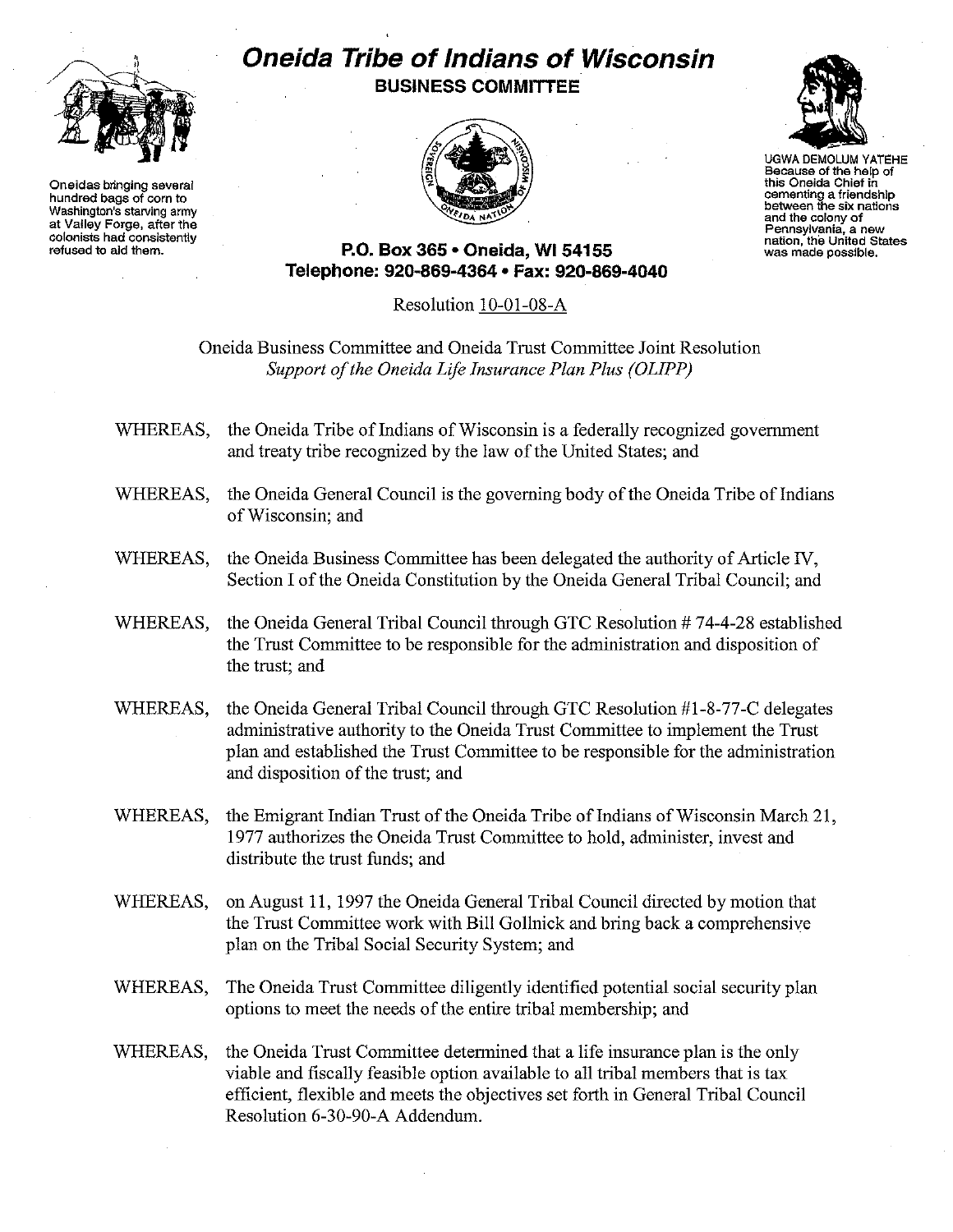# Oneida Tribe of Indians of Wisconsin

## BUSINESS COMMITTEE

Oneidas bringing several hundred bags of corn to Washington's starving army at Valley Forge, after the colonists had consistently refused to aid them.

UGWA DEMOLUM YATEHE
Because of the help of this Oneida Chief in cementing a friendship between the six nations and the colony of Pennsylvania, a new nation, the United States was made possible.

**P.O. Box 365 • Oneida, WI 54155**
**Telephone: 920-869-4364 • Fax: 920-869-4040**

Resolution 10-01-08-A

Oneida Business Committee and Oneida Trust Committee Joint Resolution
*Support of the Oneida Life Insurance Plan Plus (OLIPP)*

WHEREAS, the Oneida Tribe of Indians of Wisconsin is a federally recognized government and treaty tribe recognized by the law of the United States; and

WHEREAS, the Oneida General Council is the governing body of the Oneida Tribe of Indians of Wisconsin; and

WHEREAS, the Oneida Business Committee has been delegated the authority of Article IV, Section I of the Oneida Constitution by the Oneida General Tribal Council; and

WHEREAS, the Oneida General Tribal Council through GTC Resolution # 74-4-28 established the Trust Committee to be responsible for the administration and disposition of the trust; and

WHEREAS, the Oneida General Tribal Council through GTC Resolution #1-8-77-C delegates administrative authority to the Oneida Trust Committee to implement the Trust plan and established the Trust Committee to be responsible for the administration and disposition of the trust; and

WHEREAS, the Emigrant Indian Trust of the Oneida Tribe of Indians of Wisconsin March 21, 1977 authorizes the Oneida Trust Committee to hold, administer, invest and distribute the trust funds; and

WHEREAS, on August 11, 1997 the Oneida General Tribal Council directed by motion that the Trust Committee work with Bill Gollnick and bring back a comprehensive plan on the Tribal Social Security System; and

WHEREAS, The Oneida Trust Committee diligently identified potential social security plan options to meet the needs of the entire tribal membership; and

WHEREAS, the Oneida Trust Committee determined that a life insurance plan is the only viable and fiscally feasible option available to all tribal members that is tax efficient, flexible and meets the objectives set forth in General Tribal Council Resolution 6-30-90-A Addendum.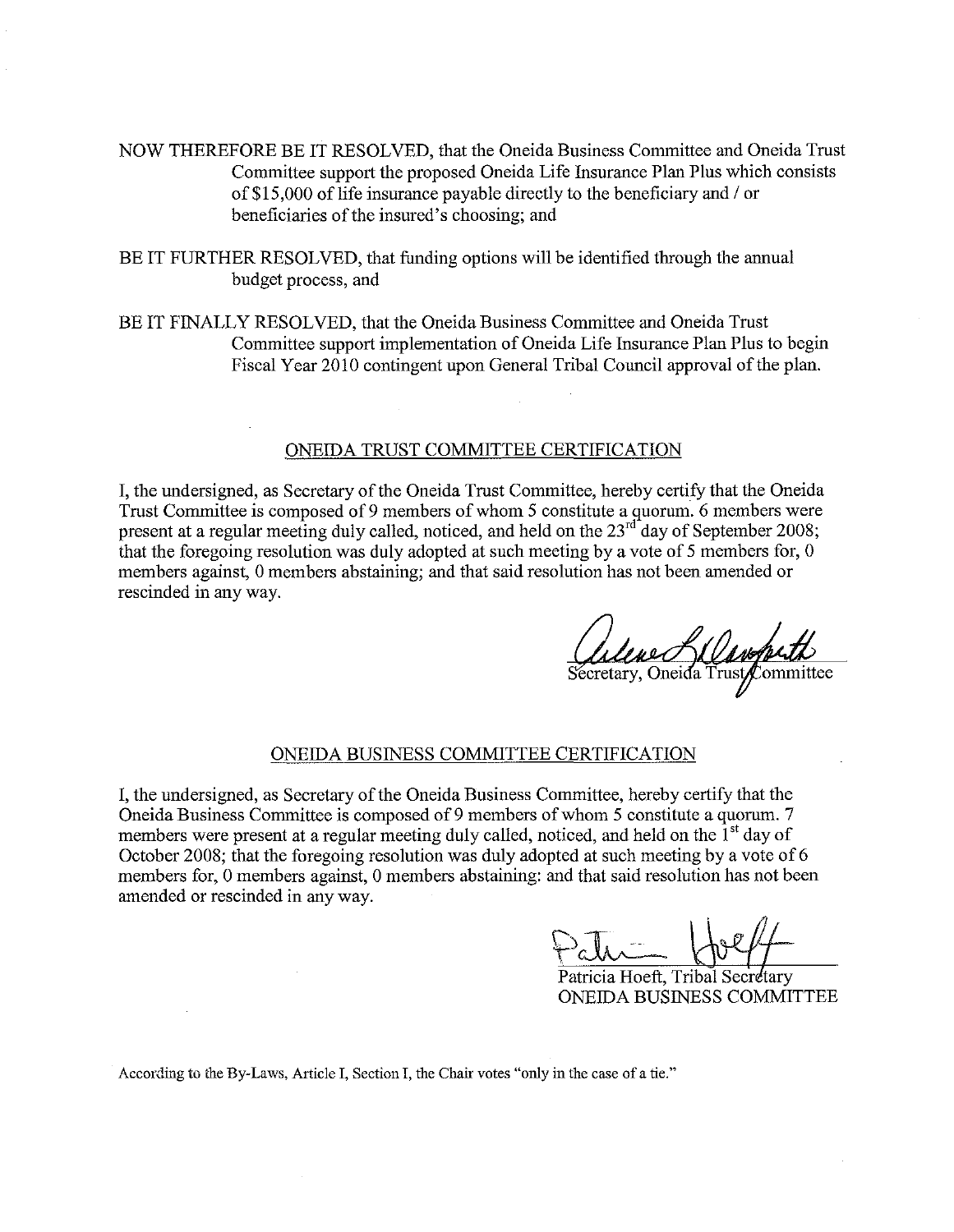NOW THEREFORE BE IT RESOLVED, that the Oneida Business Committee and Oneida Trust Committee support the proposed Oneida Life Insurance Plan Plus which consists of $15,000 of life insurance payable directly to the beneficiary and / or beneficiaries of the insured's choosing; and

BE IT FURTHER RESOLVED, that funding options will be identified through the annual budget process, and

BE IT FINALLY RESOLVED, that the Oneida Business Committee and Oneida Trust Committee support implementation of Oneida Life Insurance Plan Plus to begin Fiscal Year 2010 contingent upon General Tribal Council approval of the plan.

## ONEIDA TRUST COMMITTEE CERTIFICATION

I, the undersigned, as Secretary of the Oneida Trust Committee, hereby certify that the Oneida Trust Committee is composed of 9 members of whom 5 constitute a quorum. 6 members were present at a regular meeting duly called, noticed, and held on the 23rd day of September 2008; that the foregoing resolution was duly adopted at such meeting by a vote of 5 members for, 0 members against, 0 members abstaining; and that said resolution has not been amended or rescinded in any way.

Secretary, Oneida Trust Committee

## ONEIDA BUSINESS COMMITTEE CERTIFICATION

I, the undersigned, as Secretary of the Oneida Business Committee, hereby certify that the Oneida Business Committee is composed of 9 members of whom 5 constitute a quorum. 7 members were present at a regular meeting duly called, noticed, and held on the 1st day of October 2008; that the foregoing resolution was duly adopted at such meeting by a vote of 6 members for, 0 members against, 0 members abstaining: and that said resolution has not been amended or rescinded in any way.

Patricia Hoeft, Tribal Secretary
ONEIDA BUSINESS COMMITTEE

According to the By-Laws, Article I, Section I, the Chair votes "only in the case of a tie."